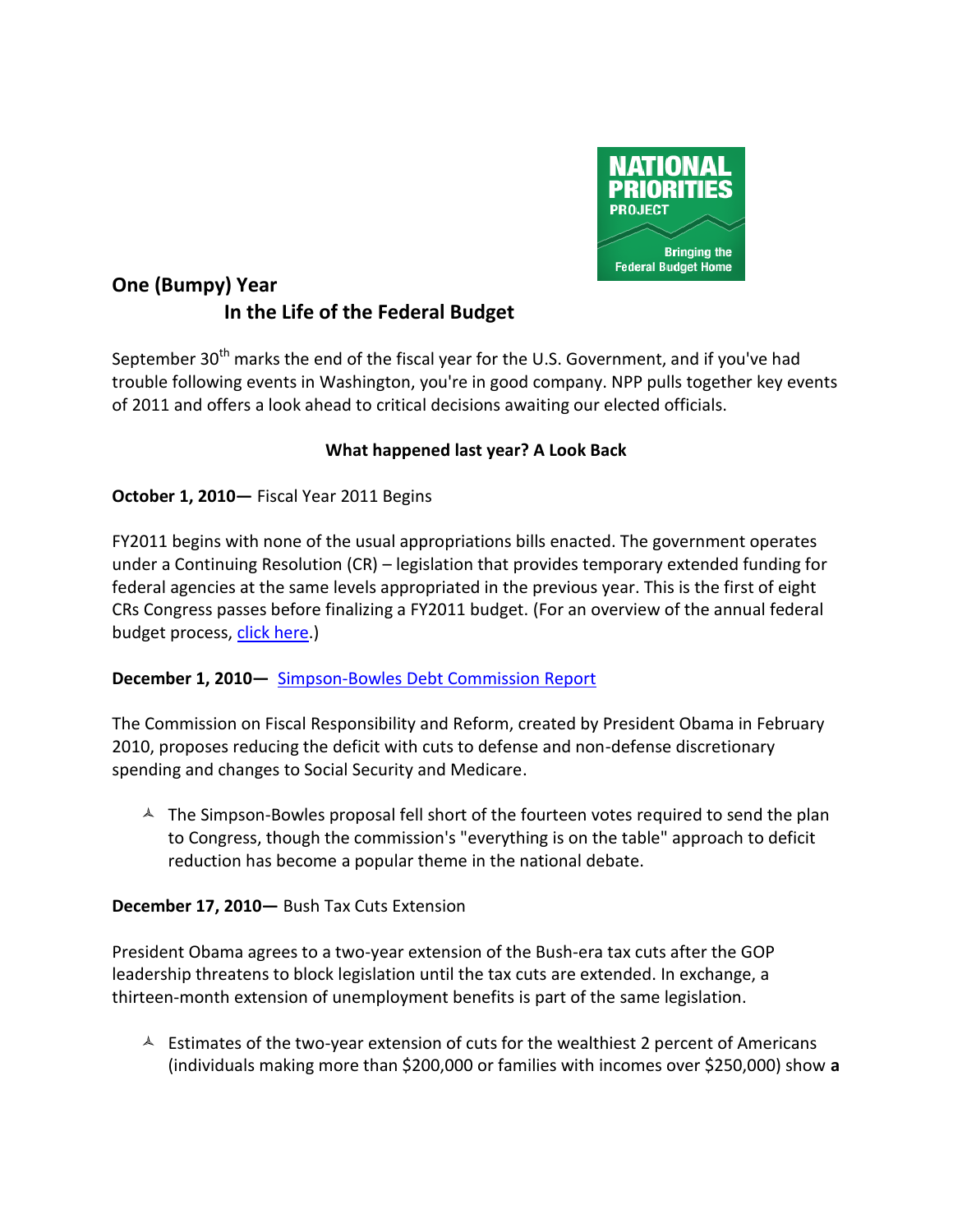# One (Bumpy) Year In the Life of the Federal Budget

September 30th marks the end of the fiscal year for the U.S. Government, and if you've had trouble following events in Washington, you're in good company. NPP pulls together key events of 2011 and offers a look ahead to critical decisions awaiting our elected officials.

## What happened last year? A Look Back

**October 1, 2010—** Fiscal Year 2011 Begins

FY2011 begins with none of the usual appropriations bills enacted. The government operates under a Continuing Resolution (CR) – legislation that provides temporary extended funding for federal agencies at the same levels appropriated in the previous year. This is the first of eight CRs Congress passes before finalizing a FY2011 budget. (For an overview of the annual federal budget process, click here.)

**December 1, 2010—** Simpson-Bowles Debt Commission Report

The Commission on Fiscal Responsibility and Reform, created by President Obama in February 2010, proposes reducing the deficit with cuts to defense and non-defense discretionary spending and changes to Social Security and Medicare.

- The Simpson-Bowles proposal fell short of the fourteen votes required to send the plan to Congress, though the commission's "everything is on the table" approach to deficit reduction has become a popular theme in the national debate.

**December 17, 2010—** Bush Tax Cuts Extension

President Obama agrees to a two-year extension of the Bush-era tax cuts after the GOP leadership threatens to block legislation until the tax cuts are extended. In exchange, a thirteen-month extension of unemployment benefits is part of the same legislation.

- Estimates of the two-year extension of cuts for the wealthiest 2 percent of Americans (individuals making more than $200,000 or families with incomes over $250,000) show **a**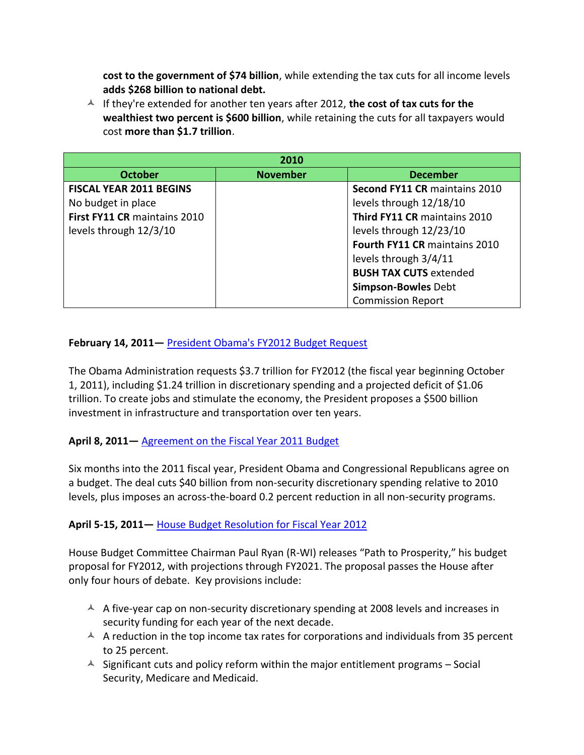- **cost to the government of $74 billion**, while extending the tax cuts for all income levels **adds $268 billion to national debt.**
- If they're extended for another ten years after 2012, **the cost of tax cuts for the wealthiest two percent is $600 billion**, while retaining the cuts for all taxpayers would cost **more than $1.7 trillion**.

| 2010 | | |
|---|---|---|
| **October** | **November** | **December** |
| **FISCAL YEAR 2011 BEGINS**<br>No budget in place<br>**First FY11 CR** maintains 2010 levels through 12/3/10 | | **Second FY11 CR** maintains 2010 levels through 12/18/10<br>**Third FY11 CR** maintains 2010 levels through 12/23/10<br>**Fourth FY11 CR** maintains 2010 levels through 3/4/11<br>**BUSH TAX CUTS** extended<br>**Simpson-Bowles** Debt Commission Report |

**February 14, 2011—** President Obama's FY2012 Budget Request

The Obama Administration requests $3.7 trillion for FY2012 (the fiscal year beginning October 1, 2011), including $1.24 trillion in discretionary spending and a projected deficit of $1.06 trillion. To create jobs and stimulate the economy, the President proposes a $500 billion investment in infrastructure and transportation over ten years.

**April 8, 2011—** Agreement on the Fiscal Year 2011 Budget

Six months into the 2011 fiscal year, President Obama and Congressional Republicans agree on a budget. The deal cuts $40 billion from non-security discretionary spending relative to 2010 levels, plus imposes an across-the-board 0.2 percent reduction in all non-security programs.

**April 5-15, 2011—** House Budget Resolution for Fiscal Year 2012

House Budget Committee Chairman Paul Ryan (R-WI) releases "Path to Prosperity," his budget proposal for FY2012, with projections through FY2021. The proposal passes the House after only four hours of debate. Key provisions include:

- A five-year cap on non-security discretionary spending at 2008 levels and increases in security funding for each year of the next decade.
- A reduction in the top income tax rates for corporations and individuals from 35 percent to 25 percent.
- Significant cuts and policy reform within the major entitlement programs – Social Security, Medicare and Medicaid.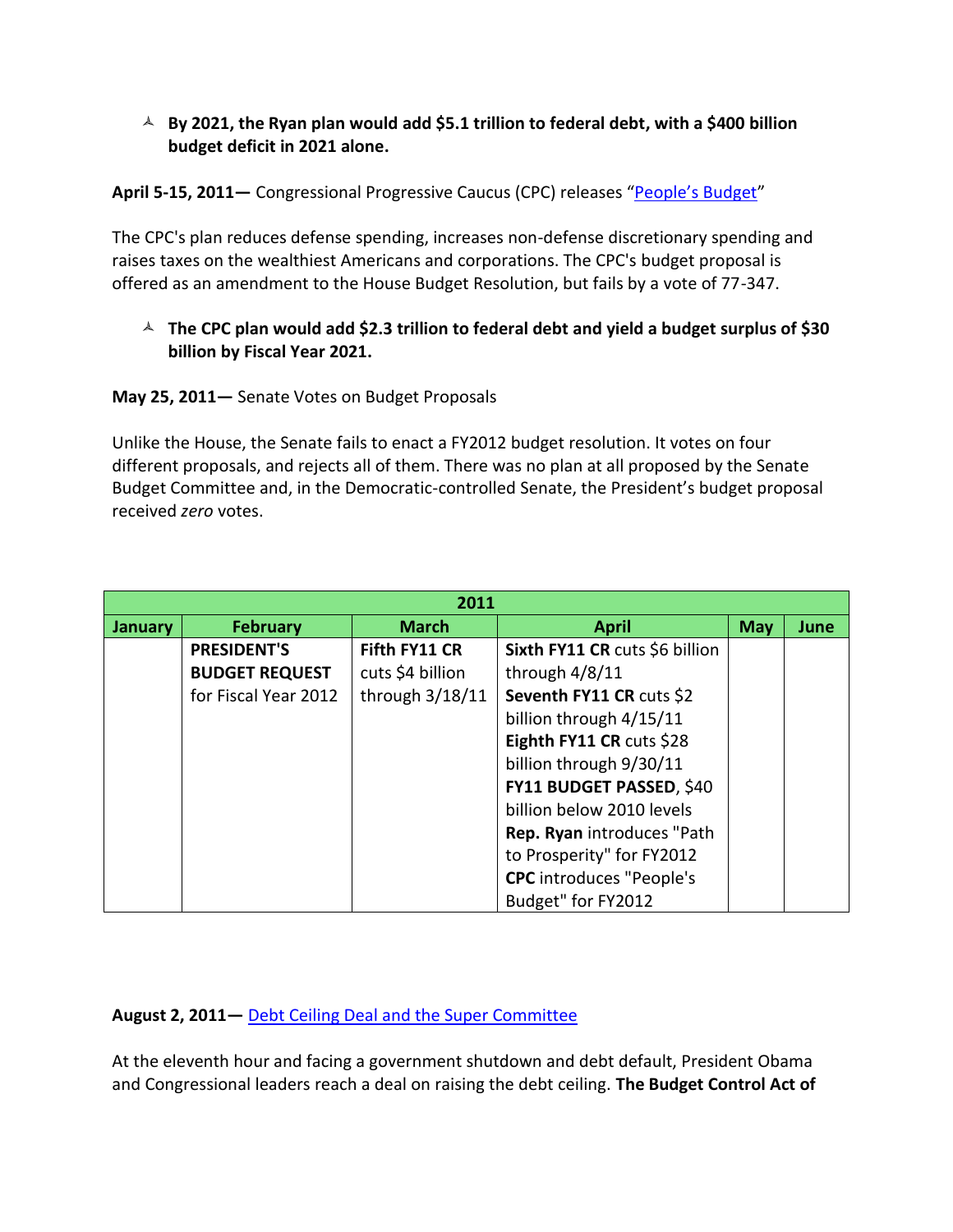- **By 2021, the Ryan plan would add $5.1 trillion to federal debt, with a $400 billion budget deficit in 2021 alone.**

**April 5-15, 2011—** Congressional Progressive Caucus (CPC) releases "People's Budget"

The CPC's plan reduces defense spending, increases non-defense discretionary spending and raises taxes on the wealthiest Americans and corporations. The CPC's budget proposal is offered as an amendment to the House Budget Resolution, but fails by a vote of 77-347.

- **The CPC plan would add $2.3 trillion to federal debt and yield a budget surplus of $30 billion by Fiscal Year 2021.**

**May 25, 2011—** Senate Votes on Budget Proposals

Unlike the House, the Senate fails to enact a FY2012 budget resolution. It votes on four different proposals, and rejects all of them. There was no plan at all proposed by the Senate Budget Committee and, in the Democratic-controlled Senate, the President's budget proposal received *zero* votes.

| 2011 | | | | | |
|---|---|---|---|---|---|
| **January** | **February** | **March** | **April** | **May** | **June** |
| | **PRESIDENT'S BUDGET REQUEST** for Fiscal Year 2012 | **Fifth FY11 CR** cuts $4 billion through 3/18/11 | **Sixth FY11 CR** cuts $6 billion through 4/8/11<br>**Seventh FY11 CR** cuts $2 billion through 4/15/11<br>**Eighth FY11 CR** cuts $28 billion through 9/30/11<br>**FY11 BUDGET PASSED**, $40 billion below 2010 levels<br>**Rep. Ryan** introduces "Path to Prosperity" for FY2012<br>**CPC** introduces "People's Budget" for FY2012 | | |

**August 2, 2011—** Debt Ceiling Deal and the Super Committee

At the eleventh hour and facing a government shutdown and debt default, President Obama and Congressional leaders reach a deal on raising the debt ceiling. **The Budget Control Act of**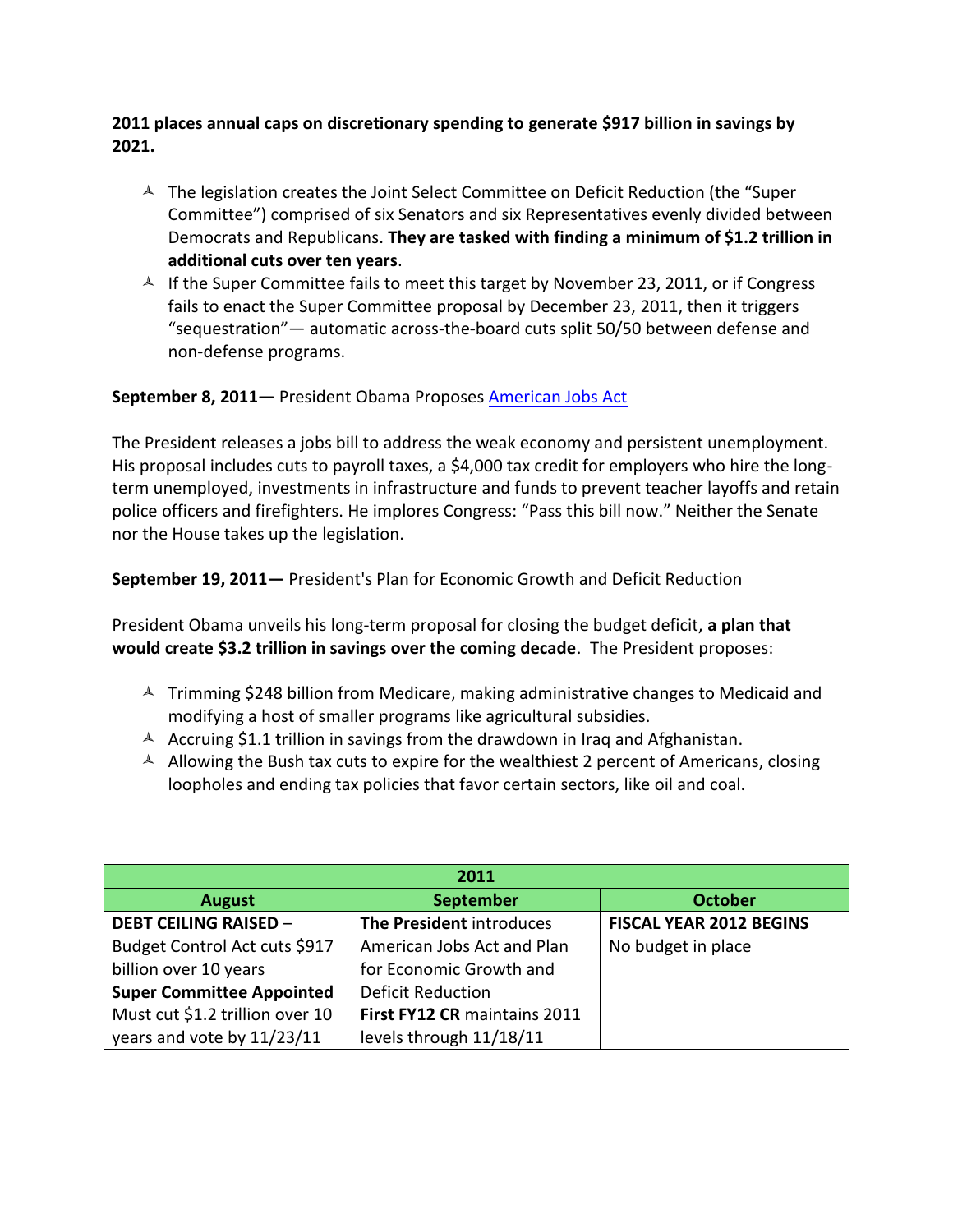**2011 places annual caps on discretionary spending to generate $917 billion in savings by 2021.**

- The legislation creates the Joint Select Committee on Deficit Reduction (the "Super Committee") comprised of six Senators and six Representatives evenly divided between Democrats and Republicans. **They are tasked with finding a minimum of $1.2 trillion in additional cuts over ten years**.
- If the Super Committee fails to meet this target by November 23, 2011, or if Congress fails to enact the Super Committee proposal by December 23, 2011, then it triggers "sequestration"— automatic across-the-board cuts split 50/50 between defense and non-defense programs.

**September 8, 2011—** President Obama Proposes [American Jobs Act]

The President releases a jobs bill to address the weak economy and persistent unemployment. His proposal includes cuts to payroll taxes, a $4,000 tax credit for employers who hire the long-term unemployed, investments in infrastructure and funds to prevent teacher layoffs and retain police officers and firefighters. He implores Congress: "Pass this bill now." Neither the Senate nor the House takes up the legislation.

**September 19, 2011—** President's Plan for Economic Growth and Deficit Reduction

President Obama unveils his long-term proposal for closing the budget deficit, **a plan that would create $3.2 trillion in savings over the coming decade**. The President proposes:

- Trimming $248 billion from Medicare, making administrative changes to Medicaid and modifying a host of smaller programs like agricultural subsidies.
- Accruing $1.1 trillion in savings from the drawdown in Iraq and Afghanistan.
- Allowing the Bush tax cuts to expire for the wealthiest 2 percent of Americans, closing loopholes and ending tax policies that favor certain sectors, like oil and coal.

| 2011 | | |
|---|---|---|
| **August** | **September** | **October** |
| **DEBT CEILING RAISED** – Budget Control Act cuts $917 billion over 10 years **Super Committee Appointed** Must cut $1.2 trillion over 10 years and vote by 11/23/11 | **The President** introduces American Jobs Act and Plan for Economic Growth and Deficit Reduction **First FY12 CR** maintains 2011 levels through 11/18/11 | **FISCAL YEAR 2012 BEGINS** No budget in place |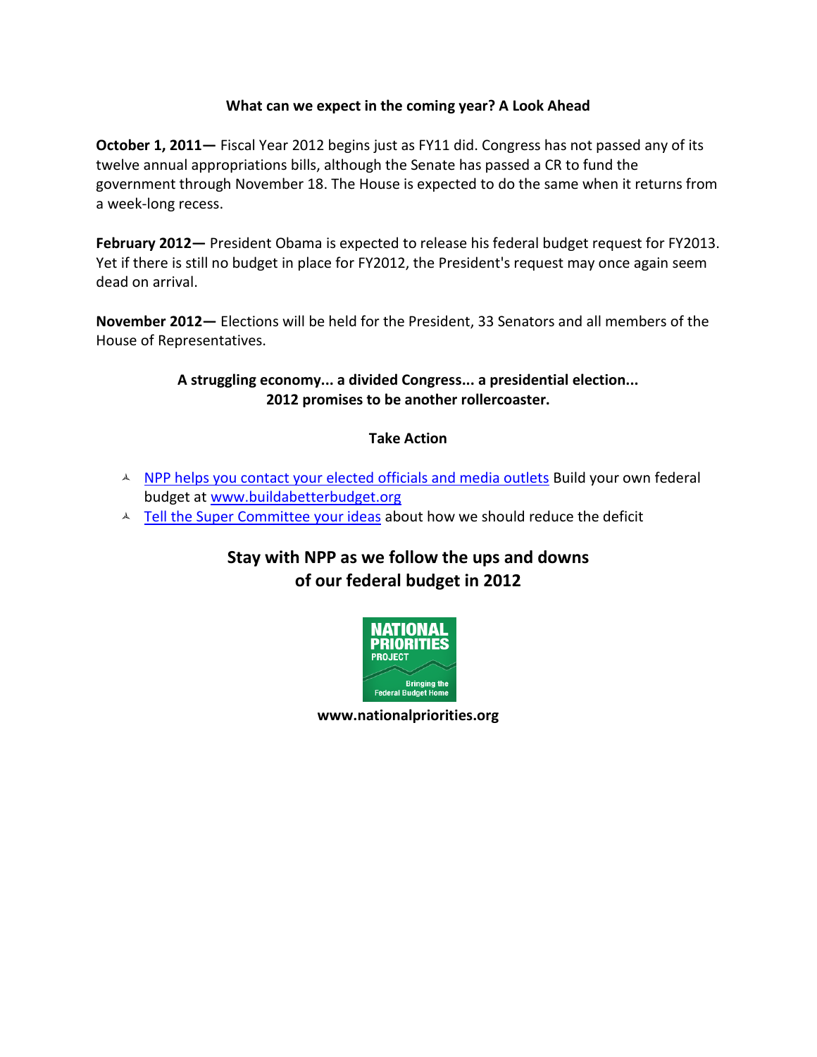### What can we expect in the coming year? A Look Ahead

**October 1, 2011—** Fiscal Year 2012 begins just as FY11 did. Congress has not passed any of its twelve annual appropriations bills, although the Senate has passed a CR to fund the government through November 18. The House is expected to do the same when it returns from a week-long recess.

**February 2012—** President Obama is expected to release his federal budget request for FY2013. Yet if there is still no budget in place for FY2012, the President's request may once again seem dead on arrival.

**November 2012—** Elections will be held for the President, 33 Senators and all members of the House of Representatives.

**A struggling economy... a divided Congress... a presidential election... 2012 promises to be another rollercoaster.**

### Take Action

- NPP helps you contact your elected officials and media outlets Build your own federal budget at www.buildabetterbudget.org
- Tell the Super Committee your ideas about how we should reduce the deficit

## Stay with NPP as we follow the ups and downs of our federal budget in 2012

NATIONAL PRIORITIES PROJECT

Bringing the Federal Budget Home

**www.nationalpriorities.org**